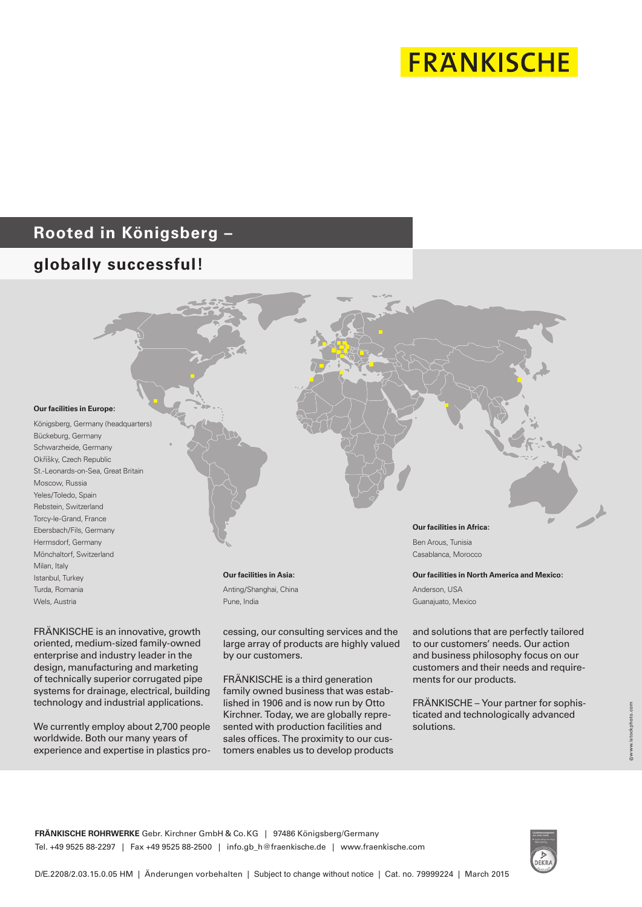# FRÄNKISCHE

## Rooted in Königsberg – globally successful!

**Our facilities in Europe:**

Königsberg, Germany (headquarters)
Bückeburg, Germany
Schwarzheide, Germany
Okříšky, Czech Republic
St.-Leonards-on-Sea, Great Britain
Moscow, Russia
Yeles/Toledo, Spain
Rebstein, Switzerland
Torcy-le-Grand, France
Ebersbach/Fils, Germany
Hermsdorf, Germany
Mönchaltorf, Switzerland
Milan, Italy
Istanbul, Turkey
Turda, Romania
Wels, Austria

**Our facilities in Asia:**

Anting/Shanghai, China
Pune, India

**Our facilities in Africa:**

Ben Arous, Tunisia
Casablanca, Morocco

**Our facilities in North America and Mexico:**

Anderson, USA
Guanajuato, Mexico

FRÄNKISCHE is an innovative, growth oriented, medium-sized family-owned enterprise and industry leader in the design, manufacturing and marketing of technically superior corrugated pipe systems for drainage, electrical, building technology and industrial applications.

We currently employ about 2,700 people worldwide. Both our many years of experience and expertise in plastics processing, our consulting services and the large array of products are highly valued by our customers.

FRÄNKISCHE is a third generation family owned business that was established in 1906 and is now run by Otto Kirchner. Today, we are globally represented with production facilities and sales offices. The proximity to our customers enables us to develop products and solutions that are perfectly tailored to our customers' needs. Our action and business philosophy focus on our customers and their needs and requirements for our products.

FRÄNKISCHE – Your partner for sophisticated and technologically advanced solutions.

©www.istockphoto.com

**FRÄNKISCHE ROHRWERKE** Gebr. Kirchner GmbH & Co. KG | 97486 Königsberg/Germany
Tel. +49 9525 88-2297 | Fax +49 9525 88-2500 | info.gb_h@fraenkische.de | www.fraenkische.com

D/E.2208/2.03.15.0.05 HM | Änderungen vorbehalten | Subject to change without notice | Cat. no. 79999224 | March 2015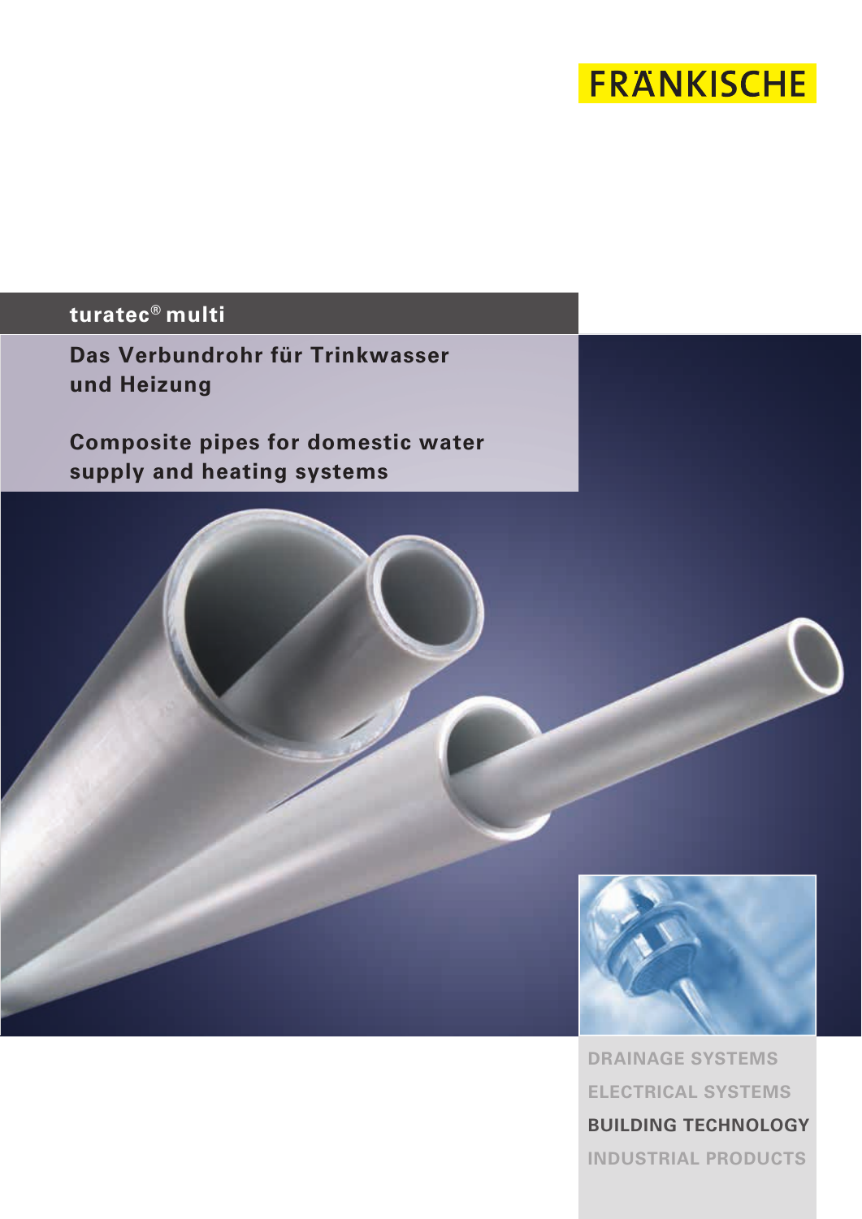FRÄNKISCHE

# turatec® multi

## Das Verbundrohr für Trinkwasser und Heizung

## Composite pipes for domestic water supply and heating systems

DRAINAGE SYSTEMS

ELECTRICAL SYSTEMS

**BUILDING TECHNOLOGY**

INDUSTRIAL PRODUCTS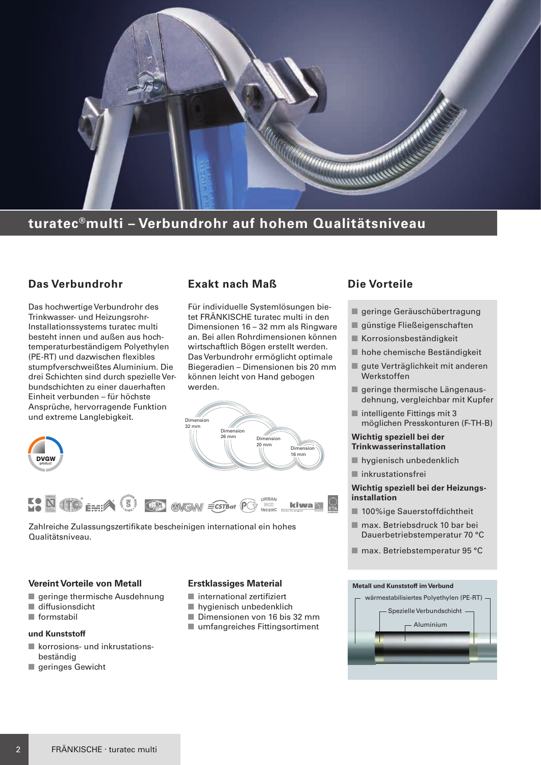# turatec®multi – Verbundrohr auf hohem Qualitätsniveau

## Das Verbundrohr

Das hochwertige Verbundrohr des Trinkwasser- und Heizungsrohr-Installationssystems turatec multi besteht innen und außen aus hochtemperaturbeständigem Polyethylen (PE-RT) und dazwischen flexibles stumpfverschweißtes Aluminium. Die drei Schichten sind durch spezielle Verbundschichten zu einer dauerhaften Einheit verbunden – für höchste Ansprüche, hervorragende Funktion und extreme Langlebigkeit.

## Exakt nach Maß

Für individuelle Systemlösungen bietet FRÄNKISCHE turatec multi in den Dimensionen 16 – 32 mm als Ringware an. Bei allen Rohrdimensionen können wirtschaftlich Bögen erstellt werden. Das Verbundrohr ermöglicht optimale Biegeradien – Dimensionen bis 20 mm können leicht von Hand gebogen werden.

Dimension 32 mm
Dimension 26 mm
Dimension 20 mm
Dimension 16 mm

Zahlreiche Zulassungszertifikate bescheinigen international ein hohes Qualitätsniveau.

## Die Vorteile

- geringe Geräuschübertragung
- günstige Fließeigenschaften
- Korrosionsbeständigkeit
- hohe chemische Beständigkeit
- gute Verträglichkeit mit anderen Werkstoffen
- geringe thermische Längenausdehnung, vergleichbar mit Kupfer
- intelligente Fittings mit 3 möglichen Presskonturen (F-TH-B)

**Wichtig speziell bei der Trinkwasserinstallation**

- hygienisch unbedenklich
- inkrustationsfrei

**Wichtig speziell bei der Heizungsinstallation**

- 100%ige Sauerstoffdichtheit
- max. Betriebsdruck 10 bar bei Dauerbetriebstemperatur 70 °C
- max. Betriebstemperatur 95 °C

### Vereint Vorteile von Metall

- geringe thermische Ausdehnung
- diffusionsdicht
- formstabil

#### und Kunststoff

- korrosions- und inkrustationsbeständig
- geringes Gewicht

### Erstklassiges Material

- international zertifiziert
- hygienisch unbedenklich
- Dimensionen von 16 bis 32 mm
- umfangreiches Fittingsortiment

**Metall und Kunststoff im Verbund**

wärmestabilisiertes Polyethylen (PE-RT)
Spezielle Verbundschicht
Aluminium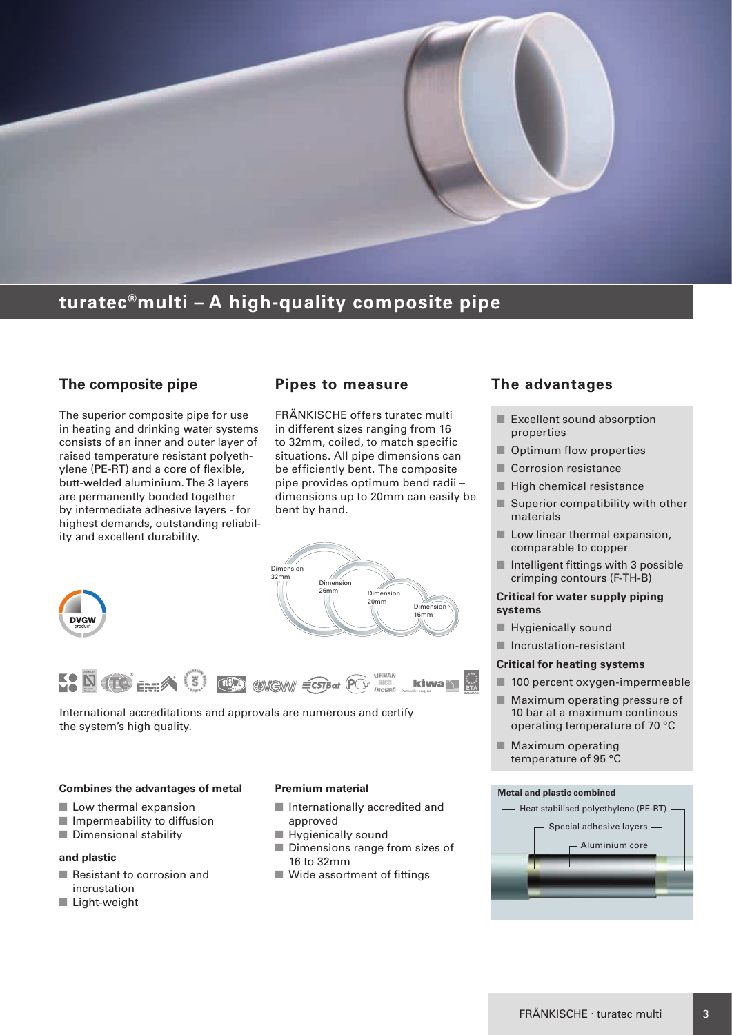# turatec®multi – A high-quality composite pipe

## The composite pipe

The superior composite pipe for use in heating and drinking water systems consists of an inner and outer layer of raised temperature resistant polyethylene (PE-RT) and a core of flexible, butt-welded aluminium. The 3 layers are permanently bonded together by intermediate adhesive layers - for highest demands, outstanding reliability and excellent durability.

## Pipes to measure

FRÄNKISCHE offers turatec multi in different sizes ranging from 16 to 32mm, coiled, to match specific situations. All pipe dimensions can be efficiently bent. The composite pipe provides optimum bend radii – dimensions up to 20mm can easily be bent by hand.

Dimension 32mm

Dimension 26mm

Dimension 20mm

Dimension 16mm

DVGW product

International accreditations and approvals are numerous and certify the system's high quality.

#### Combines the advantages of metal

- Low thermal expansion
- Impermeability to diffusion
- Dimensional stability

#### and plastic

- Resistant to corrosion and incrustation
- Light-weight

#### Premium material

- Internationally accredited and approved
- Hygienically sound
- Dimensions range from sizes of 16 to 32mm
- Wide assortment of fittings

## The advantages

- Excellent sound absorption properties
- Optimum flow properties
- Corrosion resistance
- High chemical resistance
- Superior compatibility with other materials
- Low linear thermal expansion, comparable to copper
- Intelligent fittings with 3 possible crimping contours (F-TH-B)

**Critical for water supply piping systems**

- Hygienically sound
- Incrustation-resistant

**Critical for heating systems**

- 100 percent oxygen-impermeable
- Maximum operating pressure of 10 bar at a maximum continous operating temperature of 70 °C
- Maximum operating temperature of 95 °C

**Metal and plastic combined**

Heat stabilised polyethylene (PE-RT)

Special adhesive layers

Aluminium core